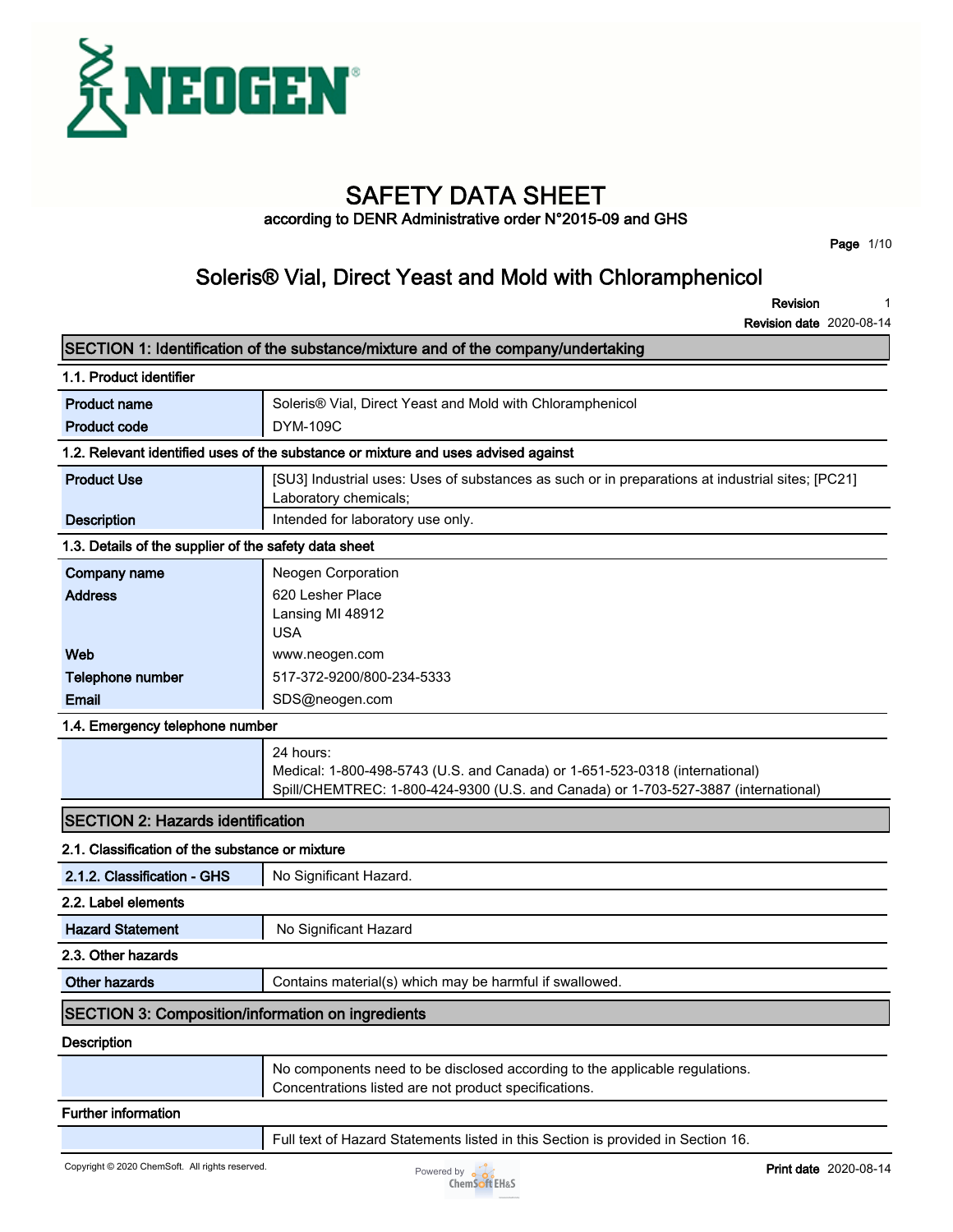# SAFETY DATA SHEET

according to DENR Administrative order N°2015-09 and GHS

## Soleris® Vial, Direct Yeast and Mold with Chloramphenicol

**Revision** 1

**Revision date** 2020-08-14

## SECTION 1: Identification of the substance/mixture and of the company/undertaking

### 1.1. Product identifier

| | |
|---|---|
| **Product name** | Soleris® Vial, Direct Yeast and Mold with Chloramphenicol |
| **Product code** | DYM-109C |

### 1.2. Relevant identified uses of the substance or mixture and uses advised against

| | |
|---|---|
| **Product Use** | [SU3] Industrial uses: Uses of substances as such or in preparations at industrial sites; [PC21] Laboratory chemicals; |
| **Description** | Intended for laboratory use only. |

### 1.3. Details of the supplier of the safety data sheet

| | |
|---|---|
| **Company name** | Neogen Corporation |
| **Address** | 620 Lesher Place<br>Lansing MI 48912<br>USA |
| **Web** | www.neogen.com |
| **Telephone number** | 517-372-9200/800-234-5333 |
| **Email** | SDS@neogen.com |

### 1.4. Emergency telephone number

24 hours:
Medical: 1-800-498-5743 (U.S. and Canada) or 1-651-523-0318 (international)
Spill/CHEMTREC: 1-800-424-9300 (U.S. and Canada) or 1-703-527-3887 (international)

## SECTION 2: Hazards identification

### 2.1. Classification of the substance or mixture

| | |
|---|---|
| **2.1.2. Classification - GHS** | No Significant Hazard. |

### 2.2. Label elements

| | |
|---|---|
| **Hazard Statement** | No Significant Hazard |

### 2.3. Other hazards

| | |
|---|---|
| **Other hazards** | Contains material(s) which may be harmful if swallowed. |

## SECTION 3: Composition/information on ingredients

### Description

No components need to be disclosed according to the applicable regulations.
Concentrations listed are not product specifications.

### Further information

Full text of Hazard Statements listed in this Section is provided in Section 16.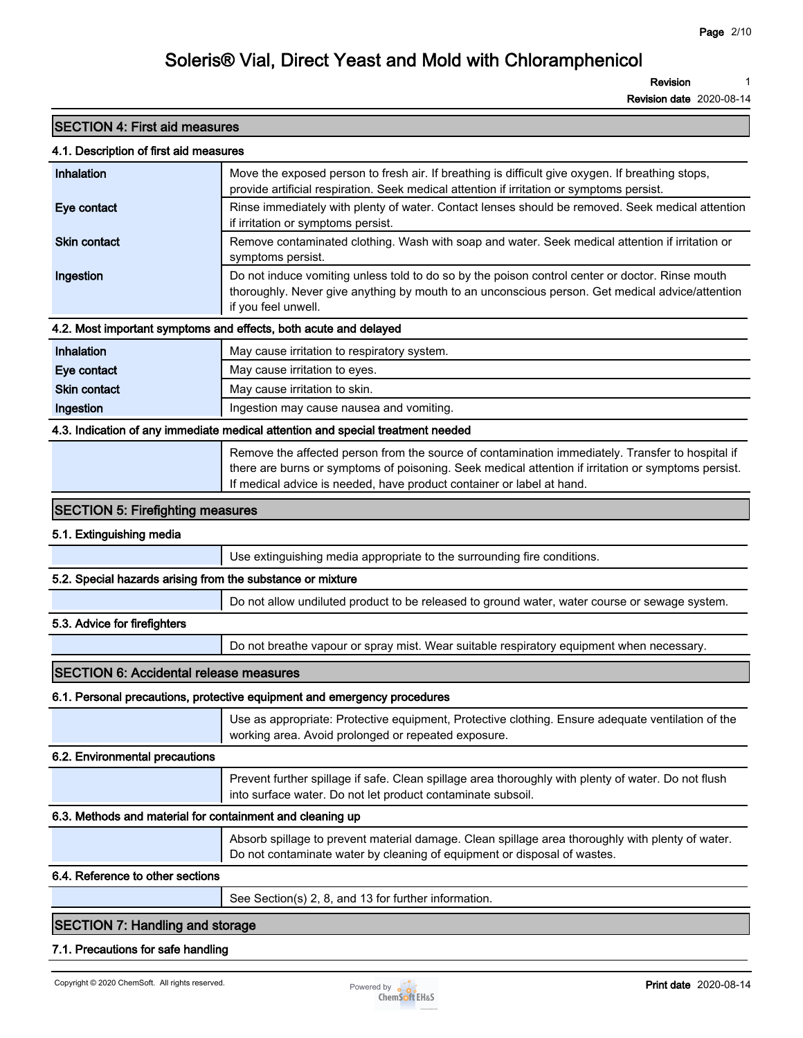## SECTION 4: First aid measures

### 4.1. Description of first aid measures

| | |
|---|---|
| **Inhalation** | Move the exposed person to fresh air. If breathing is difficult give oxygen. If breathing stops, provide artificial respiration. Seek medical attention if irritation or symptoms persist. |
| **Eye contact** | Rinse immediately with plenty of water. Contact lenses should be removed. Seek medical attention if irritation or symptoms persist. |
| **Skin contact** | Remove contaminated clothing. Wash with soap and water. Seek medical attention if irritation or symptoms persist. |
| **Ingestion** | Do not induce vomiting unless told to do so by the poison control center or doctor. Rinse mouth thoroughly. Never give anything by mouth to an unconscious person. Get medical advice/attention if you feel unwell. |

### 4.2. Most important symptoms and effects, both acute and delayed

| | |
|---|---|
| **Inhalation** | May cause irritation to respiratory system. |
| **Eye contact** | May cause irritation to eyes. |
| **Skin contact** | May cause irritation to skin. |
| **Ingestion** | Ingestion may cause nausea and vomiting. |

### 4.3. Indication of any immediate medical attention and special treatment needed

Remove the affected person from the source of contamination immediately. Transfer to hospital if there are burns or symptoms of poisoning. Seek medical attention if irritation or symptoms persist. If medical advice is needed, have product container or label at hand.

## SECTION 5: Firefighting measures

### 5.1. Extinguishing media

Use extinguishing media appropriate to the surrounding fire conditions.

### 5.2. Special hazards arising from the substance or mixture

Do not allow undiluted product to be released to ground water, water course or sewage system.

### 5.3. Advice for firefighters

Do not breathe vapour or spray mist. Wear suitable respiratory equipment when necessary.

## SECTION 6: Accidental release measures

### 6.1. Personal precautions, protective equipment and emergency procedures

Use as appropriate: Protective equipment, Protective clothing. Ensure adequate ventilation of the working area. Avoid prolonged or repeated exposure.

### 6.2. Environmental precautions

Prevent further spillage if safe. Clean spillage area thoroughly with plenty of water. Do not flush into surface water. Do not let product contaminate subsoil.

### 6.3. Methods and material for containment and cleaning up

Absorb spillage to prevent material damage. Clean spillage area thoroughly with plenty of water. Do not contaminate water by cleaning of equipment or disposal of wastes.

### 6.4. Reference to other sections

See Section(s) 2, 8, and 13 for further information.

## SECTION 7: Handling and storage

### 7.1. Precautions for safe handling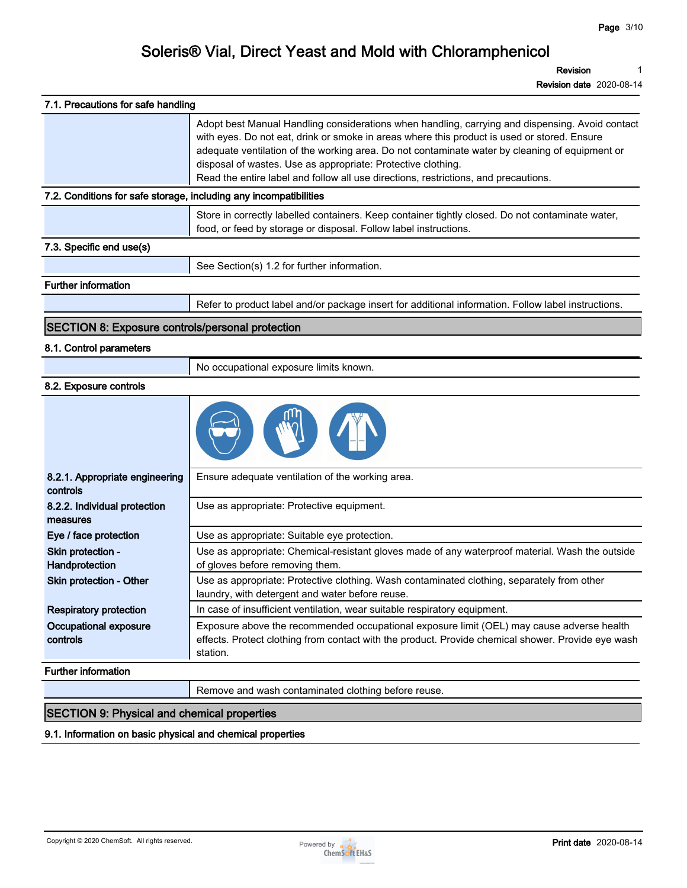### 7.1. Precautions for safe handling

| | |
|---|---|
| | Adopt best Manual Handling considerations when handling, carrying and dispensing. Avoid contact with eyes. Do not eat, drink or smoke in areas where this product is used or stored. Ensure adequate ventilation of the working area. Do not contaminate water by cleaning of equipment or disposal of wastes. Use as appropriate: Protective clothing.<br>Read the entire label and follow all use directions, restrictions, and precautions. |

### 7.2. Conditions for safe storage, including any incompatibilities

| | |
|---|---|
| | Store in correctly labelled containers. Keep container tightly closed. Do not contaminate water, food, or feed by storage or disposal. Follow label instructions. |

### 7.3. Specific end use(s)

| | |
|---|---|
| | See Section(s) 1.2 for further information. |

### Further information

| | |
|---|---|
| | Refer to product label and/or package insert for additional information. Follow label instructions. |

## SECTION 8: Exposure controls/personal protection

### 8.1. Control parameters

| | |
|---|---|
| | No occupational exposure limits known. |

### 8.2. Exposure controls

| | |
|---|---|
| **8.2.1. Appropriate engineering controls** | Ensure adequate ventilation of the working area. |
| **8.2.2. Individual protection measures** | Use as appropriate: Protective equipment. |
| **Eye / face protection** | Use as appropriate: Suitable eye protection. |
| **Skin protection - Handprotection** | Use as appropriate: Chemical-resistant gloves made of any waterproof material. Wash the outside of gloves before removing them. |
| **Skin protection - Other** | Use as appropriate: Protective clothing. Wash contaminated clothing, separately from other laundry, with detergent and water before reuse. |
| **Respiratory protection** | In case of insufficient ventilation, wear suitable respiratory equipment. |
| **Occupational exposure controls** | Exposure above the recommended occupational exposure limit (OEL) may cause adverse health effects. Protect clothing from contact with the product. Provide chemical shower. Provide eye wash station. |

### Further information

| | |
|---|---|
| | Remove and wash contaminated clothing before reuse. |

## SECTION 9: Physical and chemical properties

### 9.1. Information on basic physical and chemical properties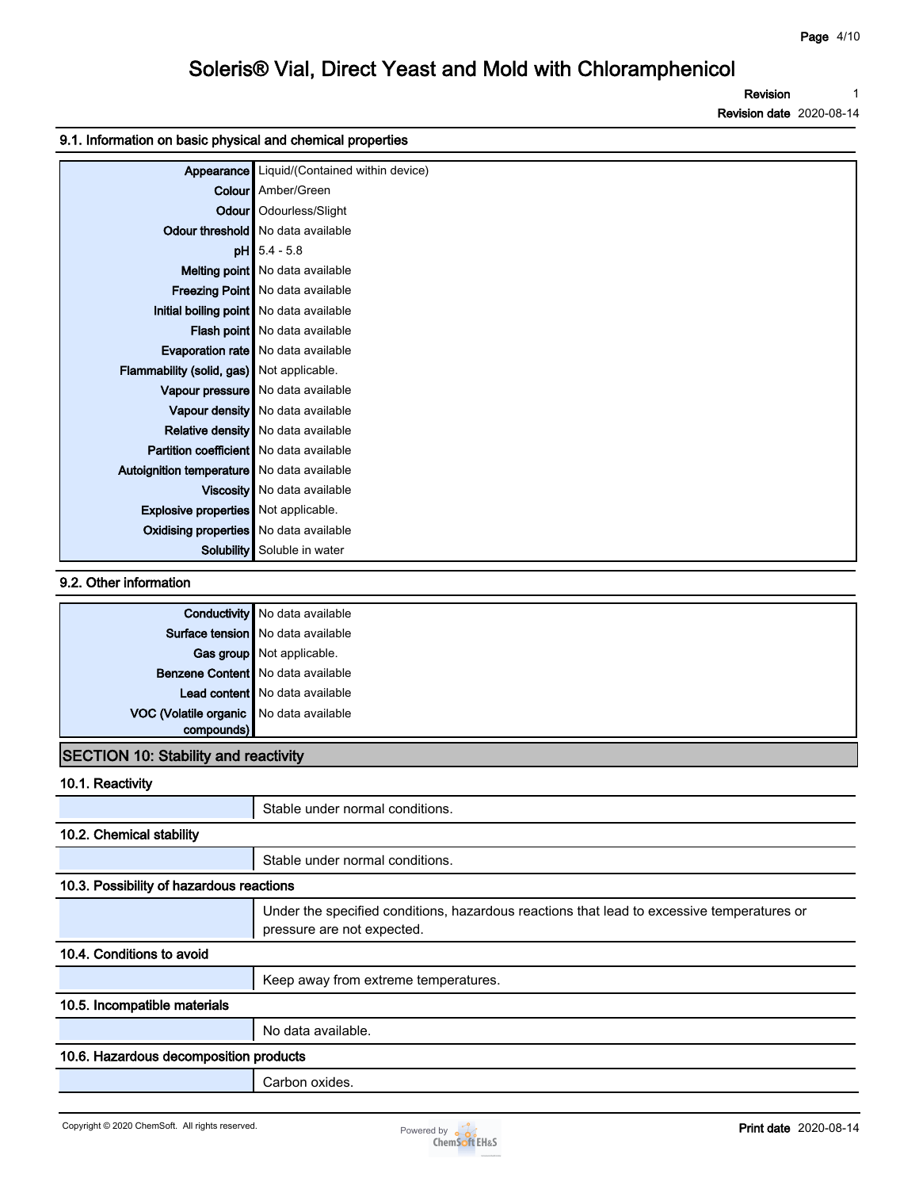### 9.1. Information on basic physical and chemical properties

| Property | Value |
|---|---|
| Appearance | Liquid/(Contained within device) |
| Colour | Amber/Green |
| Odour | Odourless/Slight |
| Odour threshold | No data available |
| pH | 5.4 - 5.8 |
| Melting point | No data available |
| Freezing Point | No data available |
| Initial boiling point | No data available |
| Flash point | No data available |
| Evaporation rate | No data available |
| Flammability (solid, gas) | Not applicable. |
| Vapour pressure | No data available |
| Vapour density | No data available |
| Relative density | No data available |
| Partition coefficient | No data available |
| Autoignition temperature | No data available |
| Viscosity | No data available |
| Explosive properties | Not applicable. |
| Oxidising properties | No data available |
| Solubility | Soluble in water |

### 9.2. Other information

| Property | Value |
|---|---|
| Conductivity | No data available |
| Surface tension | No data available |
| Gas group | Not applicable. |
| Benzene Content | No data available |
| Lead content | No data available |
| VOC (Volatile organic compounds) | No data available |

## SECTION 10: Stability and reactivity

### 10.1. Reactivity

Stable under normal conditions.

### 10.2. Chemical stability

Stable under normal conditions.

### 10.3. Possibility of hazardous reactions

Under the specified conditions, hazardous reactions that lead to excessive temperatures or pressure are not expected.

### 10.4. Conditions to avoid

Keep away from extreme temperatures.

### 10.5. Incompatible materials

No data available.

### 10.6. Hazardous decomposition products

Carbon oxides.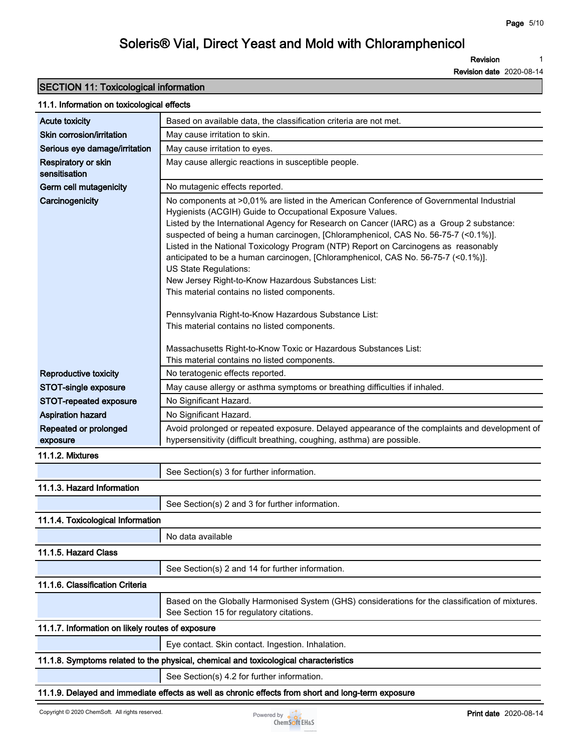## SECTION 11: Toxicological information

### 11.1. Information on toxicological effects

| | |
|---|---|
| Acute toxicity | Based on available data, the classification criteria are not met. |
| Skin corrosion/irritation | May cause irritation to skin. |
| Serious eye damage/irritation | May cause irritation to eyes. |
| Respiratory or skin sensitisation | May cause allergic reactions in susceptible people. |
| Germ cell mutagenicity | No mutagenic effects reported. |
| Carcinogenicity | No components at >0,01% are listed in the American Conference of Governmental Industrial Hygienists (ACGIH) Guide to Occupational Exposure Values.<br>Listed by the International Agency for Research on Cancer (IARC) as a Group 2 substance: suspected of being a human carcinogen, [Chloramphenicol, CAS No. 56-75-7 (<0.1%)].<br>Listed in the National Toxicology Program (NTP) Report on Carcinogens as reasonably anticipated to be a human carcinogen, [Chloramphenicol, CAS No. 56-75-7 (<0.1%)].<br>US State Regulations:<br>New Jersey Right-to-Know Hazardous Substances List:<br>This material contains no listed components.<br><br>Pennsylvania Right-to-Know Hazardous Substance List:<br>This material contains no listed components.<br><br>Massachusetts Right-to-Know Toxic or Hazardous Substances List:<br>This material contains no listed components. |
| Reproductive toxicity | No teratogenic effects reported. |
| STOT-single exposure | May cause allergy or asthma symptoms or breathing difficulties if inhaled. |
| STOT-repeated exposure | No Significant Hazard. |
| Aspiration hazard | No Significant Hazard. |
| Repeated or prolonged exposure | Avoid prolonged or repeated exposure. Delayed appearance of the complaints and development of hypersensitivity (difficult breathing, coughing, asthma) are possible. |

#### 11.1.2. Mixtures

See Section(s) 3 for further information.

#### 11.1.3. Hazard Information

See Section(s) 2 and 3 for further information.

#### 11.1.4. Toxicological Information

No data available

#### 11.1.5. Hazard Class

See Section(s) 2 and 14 for further information.

#### 11.1.6. Classification Criteria

Based on the Globally Harmonised System (GHS) considerations for the classification of mixtures. See Section 15 for regulatory citations.

#### 11.1.7. Information on likely routes of exposure

Eye contact. Skin contact. Ingestion. Inhalation.

#### 11.1.8. Symptoms related to the physical, chemical and toxicological characteristics

See Section(s) 4.2 for further information.

#### 11.1.9. Delayed and immediate effects as well as chronic effects from short and long-term exposure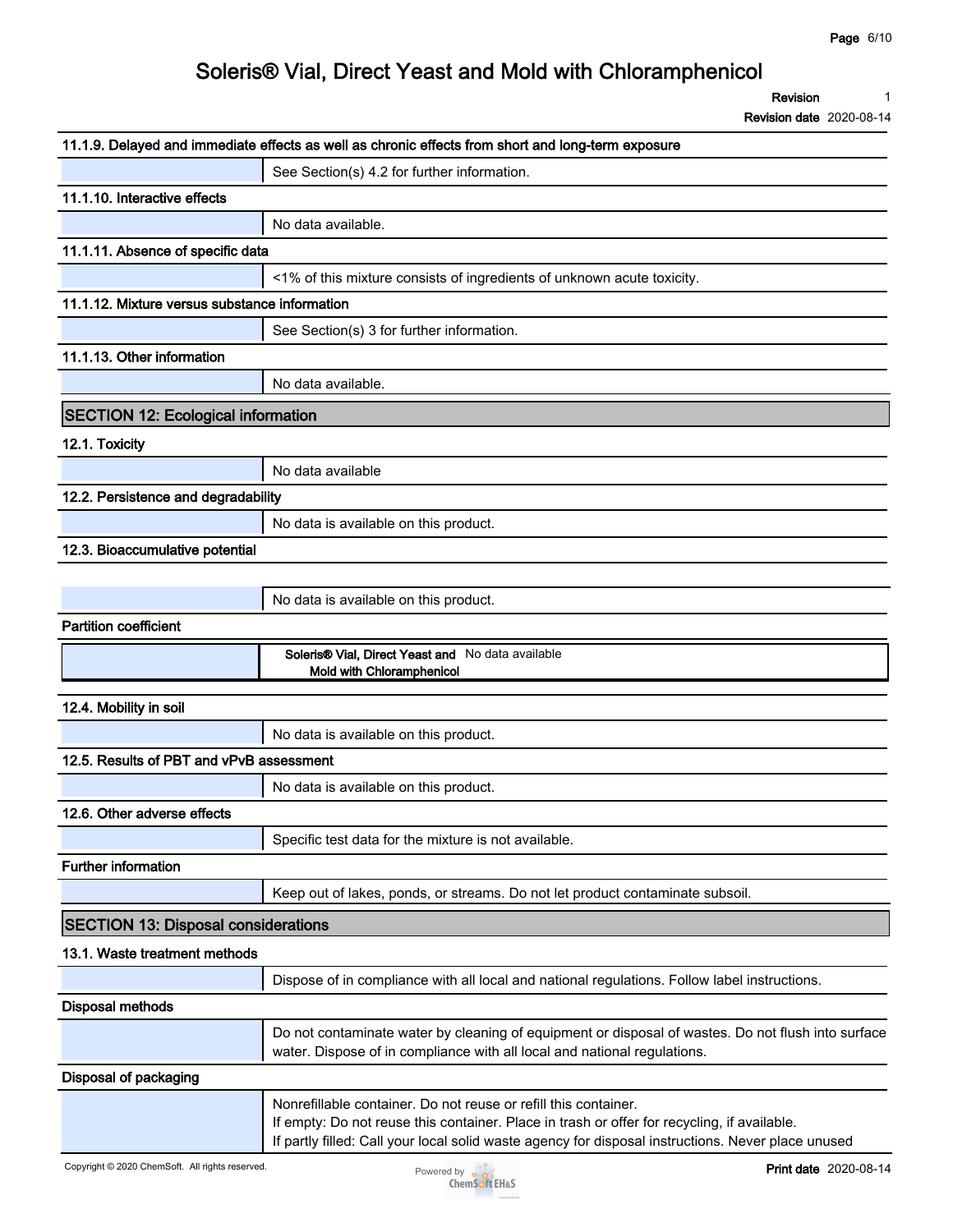#### 11.1.9. Delayed and immediate effects as well as chronic effects from short and long-term exposure

See Section(s) 4.2 for further information.

#### 11.1.10. Interactive effects

No data available.

#### 11.1.11. Absence of specific data

<1% of this mixture consists of ingredients of unknown acute toxicity.

#### 11.1.12. Mixture versus substance information

See Section(s) 3 for further information.

#### 11.1.13. Other information

No data available.

## SECTION 12: Ecological information

### 12.1. Toxicity

No data available

### 12.2. Persistence and degradability

No data is available on this product.

### 12.3. Bioaccumulative potential

No data is available on this product.

#### Partition coefficient

| | |
|---|---|
| **Soleris® Vial, Direct Yeast and Mold with Chloramphenicol** | No data available |

### 12.4. Mobility in soil

No data is available on this product.

### 12.5. Results of PBT and vPvB assessment

No data is available on this product.

### 12.6. Other adverse effects

Specific test data for the mixture is not available.

#### Further information

Keep out of lakes, ponds, or streams. Do not let product contaminate subsoil.

## SECTION 13: Disposal considerations

### 13.1. Waste treatment methods

Dispose of in compliance with all local and national regulations. Follow label instructions.

#### Disposal methods

Do not contaminate water by cleaning of equipment or disposal of wastes. Do not flush into surface water. Dispose of in compliance with all local and national regulations.

#### Disposal of packaging

Nonrefillable container. Do not reuse or refill this container.
If empty: Do not reuse this container. Place in trash or offer for recycling, if available.
If partly filled: Call your local solid waste agency for disposal instructions. Never place unused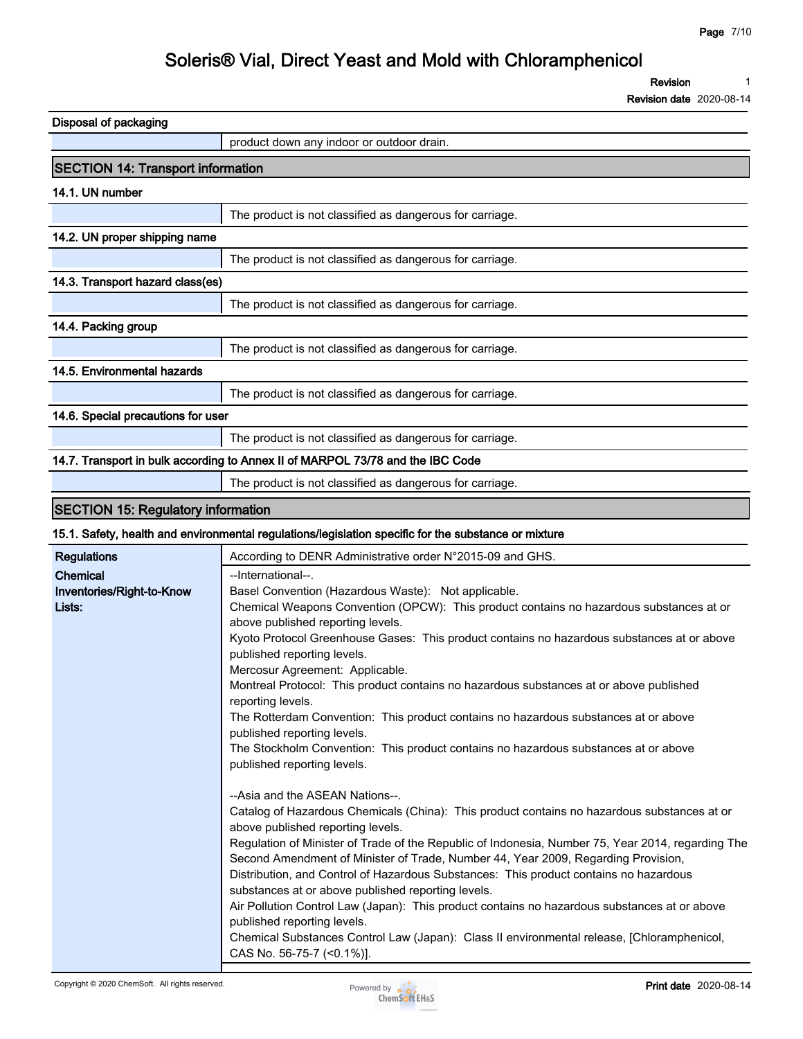**Disposal of packaging**

| | |
|---|---|
| | product down any indoor or outdoor drain. |

## SECTION 14: Transport information

**14.1. UN number**

| | |
|---|---|
| | The product is not classified as dangerous for carriage. |

**14.2. UN proper shipping name**

| | |
|---|---|
| | The product is not classified as dangerous for carriage. |

**14.3. Transport hazard class(es)**

| | |
|---|---|
| | The product is not classified as dangerous for carriage. |

**14.4. Packing group**

| | |
|---|---|
| | The product is not classified as dangerous for carriage. |

**14.5. Environmental hazards**

| | |
|---|---|
| | The product is not classified as dangerous for carriage. |

**14.6. Special precautions for user**

| | |
|---|---|
| | The product is not classified as dangerous for carriage. |

**14.7. Transport in bulk according to Annex II of MARPOL 73/78 and the IBC Code**

| | |
|---|---|
| | The product is not classified as dangerous for carriage. |

## SECTION 15: Regulatory information

**15.1. Safety, health and environmental regulations/legislation specific for the substance or mixture**

| | |
|---|---|
| **Regulations** | According to DENR Administrative order N°2015-09 and GHS. |
| **Chemical Inventories/Right-to-Know Lists:** | --International--.<br>Basel Convention (Hazardous Waste): Not applicable.<br>Chemical Weapons Convention (OPCW): This product contains no hazardous substances at or above published reporting levels.<br>Kyoto Protocol Greenhouse Gases: This product contains no hazardous substances at or above published reporting levels.<br>Mercosur Agreement: Applicable.<br>Montreal Protocol: This product contains no hazardous substances at or above published reporting levels.<br>The Rotterdam Convention: This product contains no hazardous substances at or above published reporting levels.<br>The Stockholm Convention: This product contains no hazardous substances at or above published reporting levels.<br><br>--Asia and the ASEAN Nations--.<br>Catalog of Hazardous Chemicals (China): This product contains no hazardous substances at or above published reporting levels.<br>Regulation of Minister of Trade of the Republic of Indonesia, Number 75, Year 2014, regarding The Second Amendment of Minister of Trade, Number 44, Year 2009, Regarding Provision, Distribution, and Control of Hazardous Substances: This product contains no hazardous substances at or above published reporting levels.<br>Air Pollution Control Law (Japan): This product contains no hazardous substances at or above published reporting levels.<br>Chemical Substances Control Law (Japan): Class II environmental release, [Chloramphenicol, CAS No. 56-75-7 (<0.1%)]. |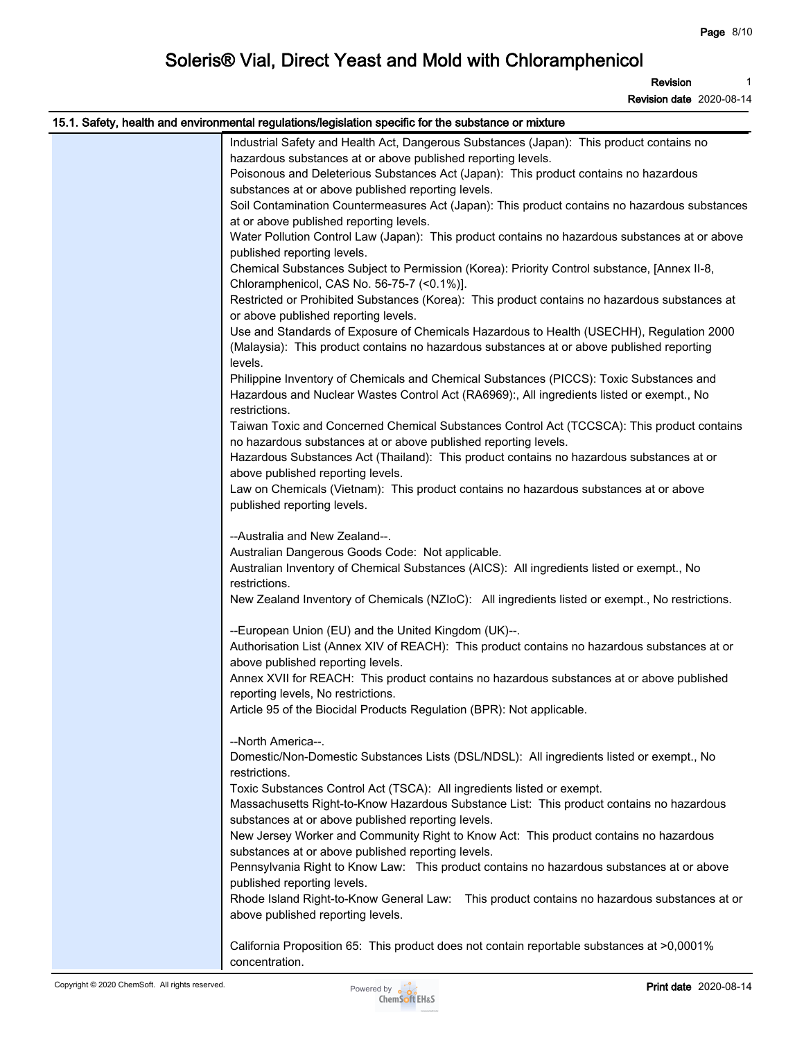### 15.1. Safety, health and environmental regulations/legislation specific for the substance or mixture

Industrial Safety and Health Act, Dangerous Substances (Japan): This product contains no hazardous substances at or above published reporting levels.
Poisonous and Deleterious Substances Act (Japan): This product contains no hazardous substances at or above published reporting levels.
Soil Contamination Countermeasures Act (Japan): This product contains no hazardous substances at or above published reporting levels.
Water Pollution Control Law (Japan): This product contains no hazardous substances at or above published reporting levels.
Chemical Substances Subject to Permission (Korea): Priority Control substance, [Annex II-8, Chloramphenicol, CAS No. 56-75-7 (<0.1%)].
Restricted or Prohibited Substances (Korea): This product contains no hazardous substances at or above published reporting levels.
Use and Standards of Exposure of Chemicals Hazardous to Health (USECHH), Regulation 2000 (Malaysia): This product contains no hazardous substances at or above published reporting levels.
Philippine Inventory of Chemicals and Chemical Substances (PICCS): Toxic Substances and Hazardous and Nuclear Wastes Control Act (RA6969):, All ingredients listed or exempt., No restrictions.
Taiwan Toxic and Concerned Chemical Substances Control Act (TCCSCA): This product contains no hazardous substances at or above published reporting levels.
Hazardous Substances Act (Thailand): This product contains no hazardous substances at or above published reporting levels.
Law on Chemicals (Vietnam): This product contains no hazardous substances at or above published reporting levels.

--Australia and New Zealand--.
Australian Dangerous Goods Code: Not applicable.
Australian Inventory of Chemical Substances (AICS): All ingredients listed or exempt., No restrictions.
New Zealand Inventory of Chemicals (NZIoC): All ingredients listed or exempt., No restrictions.

--European Union (EU) and the United Kingdom (UK)--.
Authorisation List (Annex XIV of REACH): This product contains no hazardous substances at or above published reporting levels.
Annex XVII for REACH: This product contains no hazardous substances at or above published reporting levels, No restrictions.
Article 95 of the Biocidal Products Regulation (BPR): Not applicable.

--North America--.
Domestic/Non-Domestic Substances Lists (DSL/NDSL): All ingredients listed or exempt., No restrictions.
Toxic Substances Control Act (TSCA): All ingredients listed or exempt.
Massachusetts Right-to-Know Hazardous Substance List: This product contains no hazardous substances at or above published reporting levels.
New Jersey Worker and Community Right to Know Act: This product contains no hazardous substances at or above published reporting levels.
Pennsylvania Right to Know Law: This product contains no hazardous substances at or above published reporting levels.
Rhode Island Right-to-Know General Law: This product contains no hazardous substances at or above published reporting levels.

California Proposition 65: This product does not contain reportable substances at >0,0001% concentration.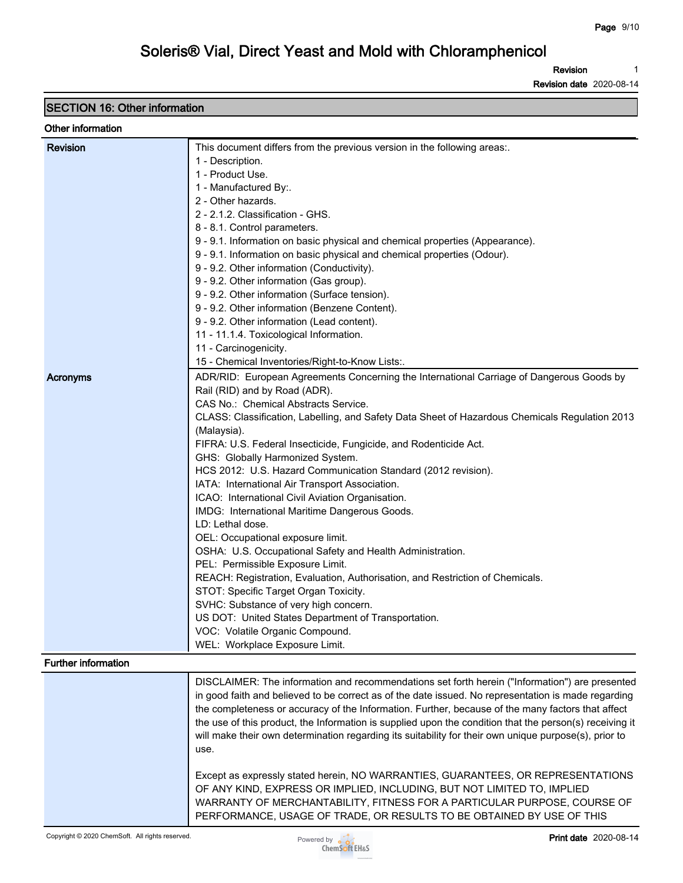## SECTION 16: Other information

### Other information

| | |
|---|---|
| **Revision** | This document differs from the previous version in the following areas:.<br>1 - Description.<br>1 - Product Use.<br>1 - Manufactured By:.<br>2 - Other hazards.<br>2 - 2.1.2. Classification - GHS.<br>8 - 8.1. Control parameters.<br>9 - 9.1. Information on basic physical and chemical properties (Appearance).<br>9 - 9.1. Information on basic physical and chemical properties (Odour).<br>9 - 9.2. Other information (Conductivity).<br>9 - 9.2. Other information (Gas group).<br>9 - 9.2. Other information (Surface tension).<br>9 - 9.2. Other information (Benzene Content).<br>9 - 9.2. Other information (Lead content).<br>11 - 11.1.4. Toxicological Information.<br>11 - Carcinogenicity.<br>15 - Chemical Inventories/Right-to-Know Lists:. |
| **Acronyms** | ADR/RID: European Agreements Concerning the International Carriage of Dangerous Goods by Rail (RID) and by Road (ADR).<br>CAS No.: Chemical Abstracts Service.<br>CLASS: Classification, Labelling, and Safety Data Sheet of Hazardous Chemicals Regulation 2013 (Malaysia).<br>FIFRA: U.S. Federal Insecticide, Fungicide, and Rodenticide Act.<br>GHS: Globally Harmonized System.<br>HCS 2012: U.S. Hazard Communication Standard (2012 revision).<br>IATA: International Air Transport Association.<br>ICAO: International Civil Aviation Organisation.<br>IMDG: International Maritime Dangerous Goods.<br>LD: Lethal dose.<br>OEL: Occupational exposure limit.<br>OSHA: U.S. Occupational Safety and Health Administration.<br>PEL: Permissible Exposure Limit.<br>REACH: Registration, Evaluation, Authorisation, and Restriction of Chemicals.<br>STOT: Specific Target Organ Toxicity.<br>SVHC: Substance of very high concern.<br>US DOT: United States Department of Transportation.<br>VOC: Volatile Organic Compound.<br>WEL: Workplace Exposure Limit. |

### Further information

DISCLAIMER: The information and recommendations set forth herein ("Information") are presented in good faith and believed to be correct as of the date issued. No representation is made regarding the completeness or accuracy of the Information. Further, because of the many factors that affect the use of this product, the Information is supplied upon the condition that the person(s) receiving it will make their own determination regarding its suitability for their own unique purpose(s), prior to use.

Except as expressly stated herein, NO WARRANTIES, GUARANTEES, OR REPRESENTATIONS OF ANY KIND, EXPRESS OR IMPLIED, INCLUDING, BUT NOT LIMITED TO, IMPLIED WARRANTY OF MERCHANTABILITY, FITNESS FOR A PARTICULAR PURPOSE, COURSE OF PERFORMANCE, USAGE OF TRADE, OR RESULTS TO BE OBTAINED BY USE OF THIS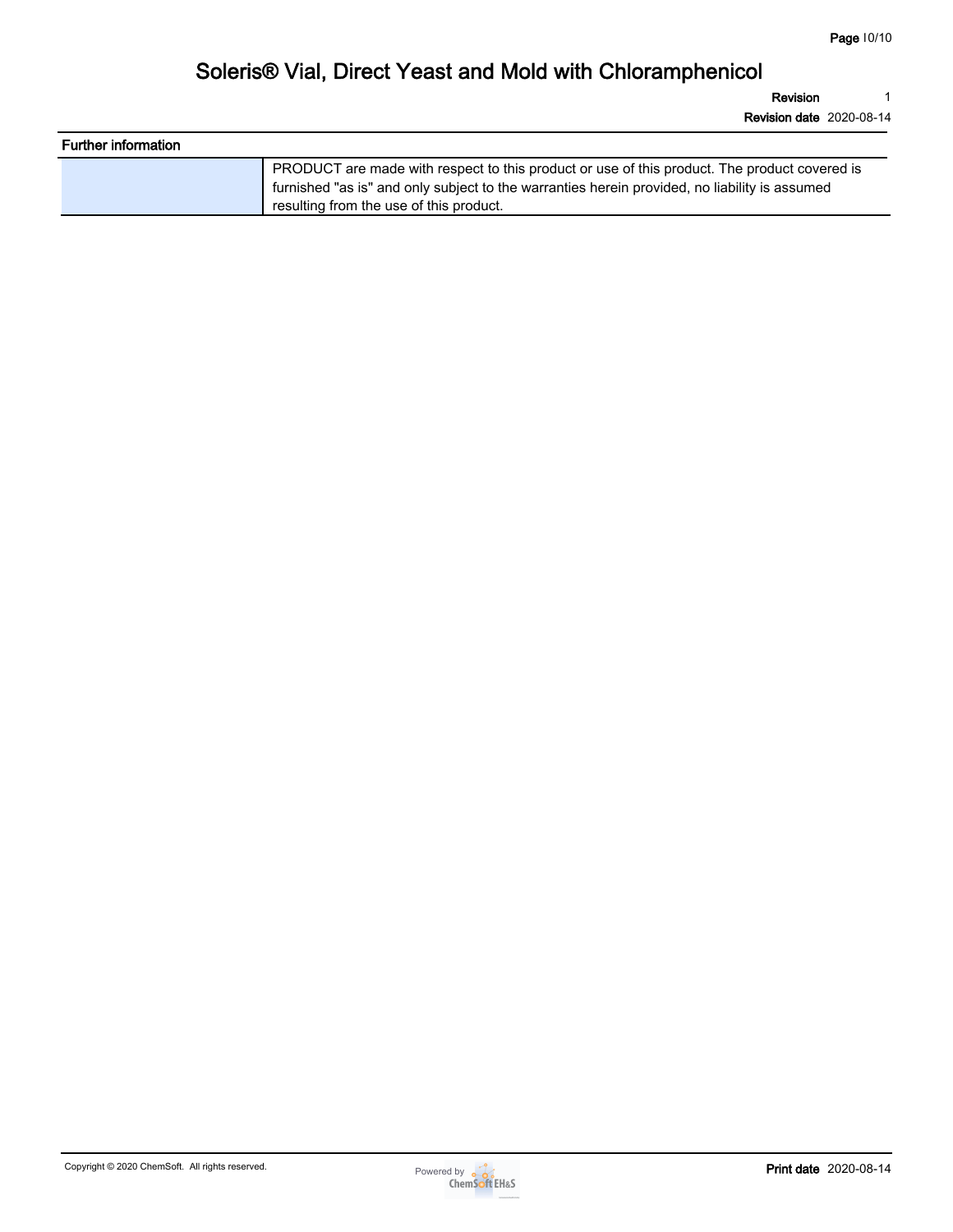| Further information | |
| --- | --- |
| | PRODUCT are made with respect to this product or use of this product. The product covered is furnished "as is" and only subject to the warranties herein provided, no liability is assumed resulting from the use of this product. |